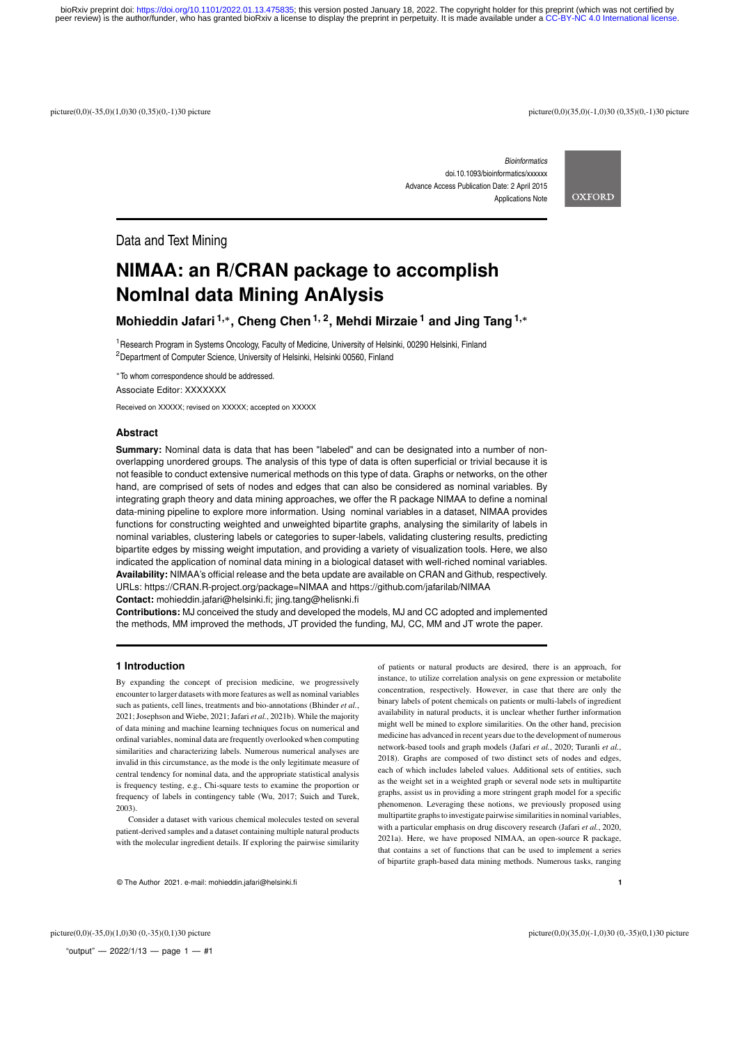Data and Text Mining

# NIMAA: an R/CRAN package to accomplish NomInal data Mining AnAlysis

**Mohieddin Jafari [1,*], Cheng Chen [1,2], Mehdi Mirzaie [1] and Jing Tang [1,*]**

[1] Research Program in Systems Oncology, Faculty of Medicine, University of Helsinki, 00290 Helsinki, Finland
[2] Department of Computer Science, University of Helsinki, Helsinki 00560, Finland

[*] To whom correspondence should be addressed.

Associate Editor: XXXXXXX

Received on XXXXX; revised on XXXXX; accepted on XXXXX

## Abstract

**Summary:** Nominal data is data that has been "labeled" and can be designated into a number of non-overlapping unordered groups. The analysis of this type of data is often superficial or trivial because it is not feasible to conduct extensive numerical methods on this type of data. Graphs or networks, on the other hand, are comprised of sets of nodes and edges that can also be considered as nominal variables. By integrating graph theory and data mining approaches, we offer the R package NIMAA to define a nominal data-mining pipeline to explore more information. Using nominal variables in a dataset, NIMAA provides functions for constructing weighted and unweighted bipartite graphs, analysing the similarity of labels in nominal variables, clustering labels or categories to super-labels, validating clustering results, predicting bipartite edges by missing weight imputation, and providing a variety of visualization tools. Here, we also indicated the application of nominal data mining in a biological dataset with well-riched nominal variables.

**Availability:** NIMAA's official release and the beta update are available on CRAN and Github, respectively. URLs: https://CRAN.R-project.org/package=NIMAA and https://github.com/jafarilab/NIMAA

**Contact:** mohieddin.jafari@helsinki.fi; jing.tang@helisnki.fi

**Contributions:** MJ conceived the study and developed the models, MJ and CC adopted and implemented the methods, MM improved the methods, JT provided the funding, MJ, CC, MM and JT wrote the paper.

## 1 Introduction

By expanding the concept of precision medicine, we progressively encounter to larger datasets with more features as well as nominal variables such as patients, cell lines, treatments and bio-annotations (Bhinder *et al.*, 2021; Josephson and Wiebe, 2021; Jafari *et al.*, 2021b). While the majority of data mining and machine learning techniques focus on numerical and ordinal variables, nominal data are frequently overlooked when computing similarities and characterizing labels. Numerous numerical analyses are invalid in this circumstance, as the mode is the only legitimate measure of central tendency for nominal data, and the appropriate statistical analysis is frequency testing, e.g., Chi-square tests to examine the proportion or frequency of labels in contingency table (Wu, 2017; Suich and Turek, 2003).

Consider a dataset with various chemical molecules tested on several patient-derived samples and a dataset containing multiple natural products with the molecular ingredient details. If exploring the pairwise similarity of patients or natural products are desired, there is an approach, for instance, to utilize correlation analysis on gene expression or metabolite concentration, respectively. However, in case that there are only the binary labels of potent chemicals on patients or multi-labels of ingredient availability in natural products, it is unclear whether further information might well be mined to explore similarities. On the other hand, precision medicine has advanced in recent years due to the development of numerous network-based tools and graph models (Jafari *et al.*, 2020; Turanli *et al.*, 2018). Graphs are composed of two distinct sets of nodes and edges, each of which includes labeled values. Additional sets of entities, such as the weight set in a weighted graph or several node sets in multipartite graphs, assist us in providing a more stringent graph model for a specific phenomenon. Leveraging these notions, we previously proposed using multipartite graphs to investigate pairwise similarities in nominal variables, with a particular emphasis on drug discovery research (Jafari *et al.*, 2020, 2021a). Here, we have proposed NIMAA, an open-source R package, that contains a set of functions that can be used to implement a series of bipartite graph-based data mining methods. Numerous tasks, ranging

© The Author 2021. e-mail: mohieddin.jafari@helsinki.fi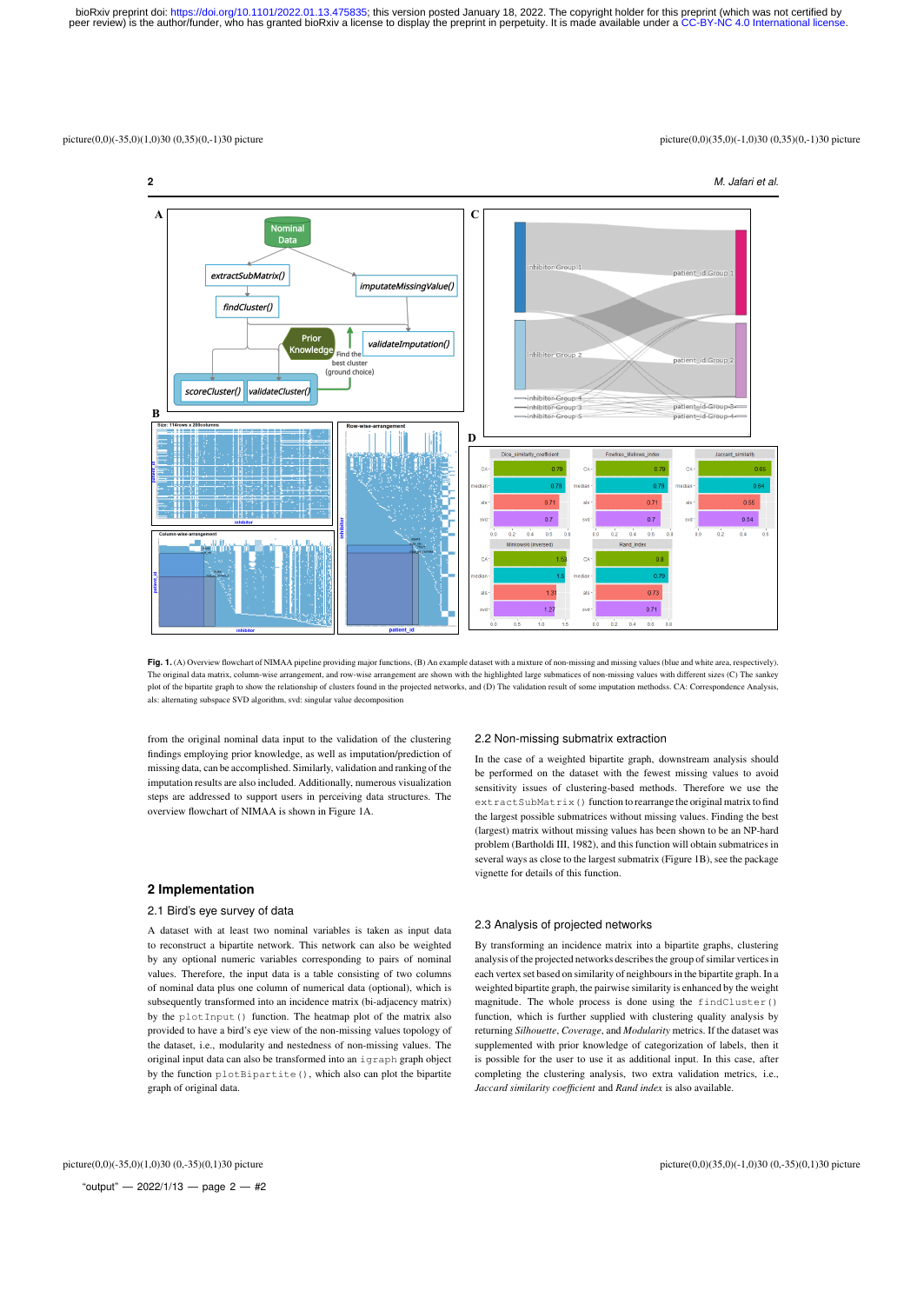**Fig. 1.** (A) Overview flowchart of NIMAA pipeline providing major functions, (B) An example dataset with a mixture of non-missing and missing values (blue and white area, respectively). The original data matrix, column-wise arrangement, and row-wise arrangement are shown with the highlighted large submatrices of non-missing values with different sizes (C) The sankey plot of the bipartite graph to show the relationship of clusters found in the projected networks, and (D) The validation result of some imputation methods. CA: Correspondence Analysis, als: alternating subspace SVD algorithm, svd: singular value decomposition

from the original nominal data input to the validation of the clustering findings employing prior knowledge, as well as imputation/prediction of missing data, can be accomplished. Similarly, validation and ranking of the imputation results are also included. Additionally, numerous visualization steps are addressed to support users in perceiving data structures. The overview flowchart of NIMAA is shown in Figure 1A.

## 2 Implementation

### 2.1 Bird's eye survey of data

A dataset with at least two nominal variables is taken as input data to reconstruct a bipartite network. This network can also be weighted by any optional numeric variables corresponding to pairs of nominal values. Therefore, the input data is a table consisting of two columns of nominal data plus one column of numerical data (optional), which is subsequently transformed into an incidence matrix (bi-adjacency matrix) by the `plotInput()` function. The heatmap plot of the matrix also provided to have a bird's eye view of the non-missing values topology of the dataset, i.e., modularity and nestedness of non-missing values. The original input data can also be transformed into an `igraph` graph object by the function `plotBipartite()`, which also can plot the bipartite graph of original data.

### 2.2 Non-missing submatrix extraction

In the case of a weighted bipartite graph, downstream analysis should be performed on the dataset with the fewest missing values to avoid sensitivity issues of clustering-based methods. Therefore we use the `extractSubMatrix()` function to rearrange the original matrix to find the largest possible submatrices without missing values. Finding the best (largest) matrix without missing values has been shown to be an NP-hard problem (Bartholdi III, 1982), and this function will obtain submatrices in several ways as close to the largest submatrix (Figure 1B), see the package vignette for details of this function.

### 2.3 Analysis of projected networks

By transforming an incidence matrix into a bipartite graphs, clustering analysis of the projected networks describes the group of similar vertices in each vertex set based on similarity of neighbours in the bipartite graph. In a weighted bipartite graph, the pairwise similarity is enhanced by the weight magnitude. The whole process is done using the `findCluster()` function, which is further supplied with clustering quality analysis by returning *Silhouette*, *Coverage*, and *Modularity* metrics. If the dataset was supplemented with prior knowledge of categorization of labels, then it is possible for the user to use it as additional input. In this case, after completing the clustering analysis, two extra validation metrics, i.e., *Jaccard similarity coefficient* and *Rand index* is also available.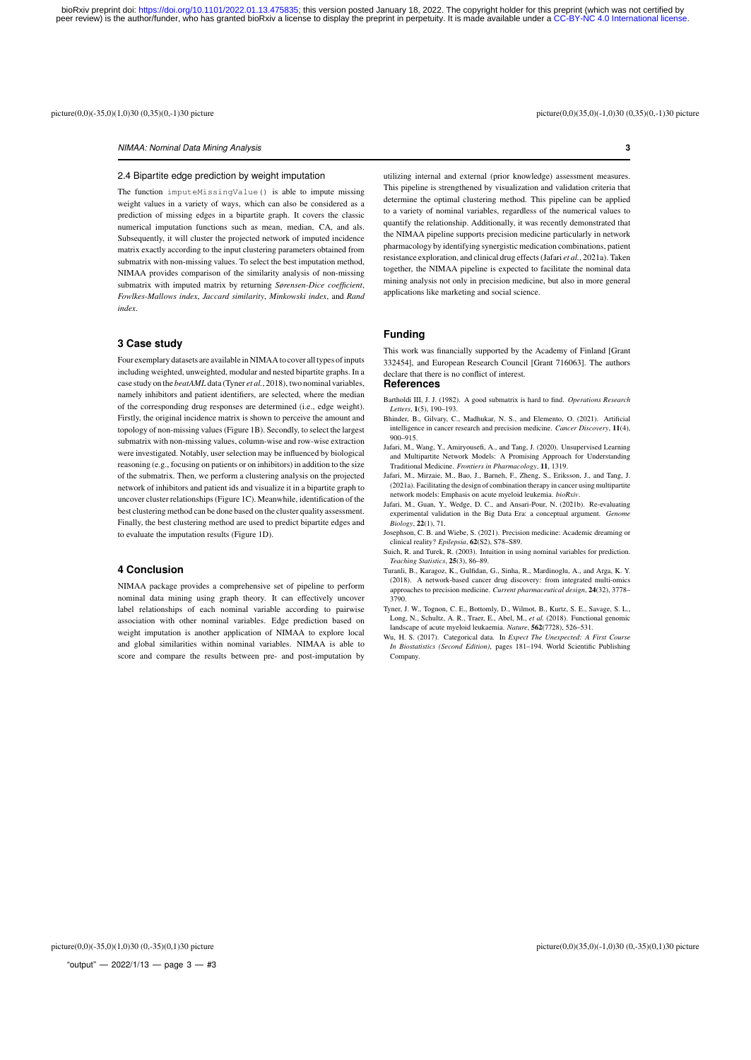### 2.4 Bipartite edge prediction by weight imputation

The function `imputeMissingValue()` is able to impute missing weight values in a variety of ways, which can also be considered as a prediction of missing edges in a bipartite graph. It covers the classic numerical imputation functions such as mean, median, CA, and als. Subsequently, it will cluster the projected network of imputed incidence matrix exactly according to the input clustering parameters obtained from submatrix with non-missing values. To select the best imputation method, NIMAA provides comparison of the similarity analysis of non-missing submatrix with imputed matrix by returning *Sørensen-Dice coefficient*, *Fowlkes-Mallows index*, *Jaccard similarity*, *Minkowski index*, and *Rand index*.

## 3 Case study

Four exemplary datasets are available in NIMAA to cover all types of inputs including weighted, unweighted, modular and nested bipartite graphs. In a case study on the *beatAML* data (Tyner *et al.*, 2018), two nominal variables, namely inhibitors and patient identifiers, are selected, where the median of the corresponding drug responses are determined (i.e., edge weight). Firstly, the original incidence matrix is shown to perceive the amount and topology of non-missing values (Figure 1B). Secondly, to select the largest submatrix with non-missing values, column-wise and row-wise extraction were investigated. Notably, user selection may be influenced by biological reasoning (e.g., focusing on patients or on inhibitors) in addition to the size of the submatrix. Then, we perform a clustering analysis on the projected network of inhibitors and patient ids and visualize it in a bipartite graph to uncover cluster relationships (Figure 1C). Meanwhile, identification of the best clustering method can be done based on the cluster quality assessment. Finally, the best clustering method are used to predict bipartite edges and to evaluate the imputation results (Figure 1D).

## 4 Conclusion

NIMAA package provides a comprehensive set of pipeline to perform nominal data mining using graph theory. It can effectively uncover label relationships of each nominal variable according to pairwise association with other nominal variables. Edge prediction based on weight imputation is another application of NIMAA to explore local and global similarities within nominal variables. NIMAA is able to score and compare the results between pre- and post-imputation by utilizing internal and external (prior knowledge) assessment measures. This pipeline is strengthened by visualization and validation criteria that determine the optimal clustering method. This pipeline can be applied to a variety of nominal variables, regardless of the numerical values to quantify the relationship. Additionally, it was recently demonstrated that the NIMAA pipeline supports precision medicine particularly in network pharmacology by identifying synergistic medication combinations, patient resistance exploration, and clinical drug effects (Jafari *et al.*, 2021a). Taken together, the NIMAA pipeline is expected to facilitate the nominal data mining analysis not only in precision medicine, but also in more general applications like marketing and social science.

## Funding

This work was financially supported by the Academy of Finland [Grant 332454], and European Research Council [Grant 716063]. The authors declare that there is no conflict of interest.

## References

Bartholdi III, J. J. (1982). A good submatrix is hard to find. *Operations Research Letters*, **1**(5), 190–193.

Bhinder, B., Gilvary, C., Madhukar, N. S., and Elemento, O. (2021). Artificial intelligence in cancer research and precision medicine. *Cancer Discovery*, **11**(4), 900–915.

Jafari, M., Wang, Y., Amiryousefi, A., and Tang, J. (2020). Unsupervised Learning and Multipartite Network Models: A Promising Approach for Understanding Traditional Medicine. *Frontiers in Pharmacology*, **11**, 1319.

Jafari, M., Mirzaie, M., Bao, J., Barneh, F., Zheng, S., Eriksson, J., and Tang, J. (2021a). Facilitating the design of combination therapy in cancer using multipartite network models: Emphasis on acute myeloid leukemia. *bioRxiv*.

Jafari, M., Guan, Y., Wedge, D. C., and Ansari-Pour, N. (2021b). Re-evaluating experimental validation in the Big Data Era: a conceptual argument. *Genome Biology*, **22**(1), 71.

Josephson, C. B. and Wiebe, S. (2021). Precision medicine: Academic dreaming or clinical reality? *Epilepsia*, **62**(S2), S78–S89.

Suich, R. and Turek, R. (2003). Intuition in using nominal variables for prediction. *Teaching Statistics*, **25**(3), 86–89.

Turanli, B., Karagoz, K., Gulfidan, G., Sinha, R., Mardinoglu, A., and Arga, K. Y. (2018). A network-based cancer drug discovery: from integrated multi-omics approaches to precision medicine. *Current pharmaceutical design*, **24**(32), 3778–3790.

Tyner, J. W., Tognon, C. E., Bottomly, D., Wilmot, B., Kurtz, S. E., Savage, S. L., Long, N., Schultz, A. R., Traer, E., Abel, M., *et al.* (2018). Functional genomic landscape of acute myeloid leukaemia. *Nature*, **562**(7728), 526–531.

Wu, H. S. (2017). Categorical data. In *Expect The Unexpected: A First Course In Biostatistics (Second Edition)*, pages 181–194. World Scientific Publishing Company.